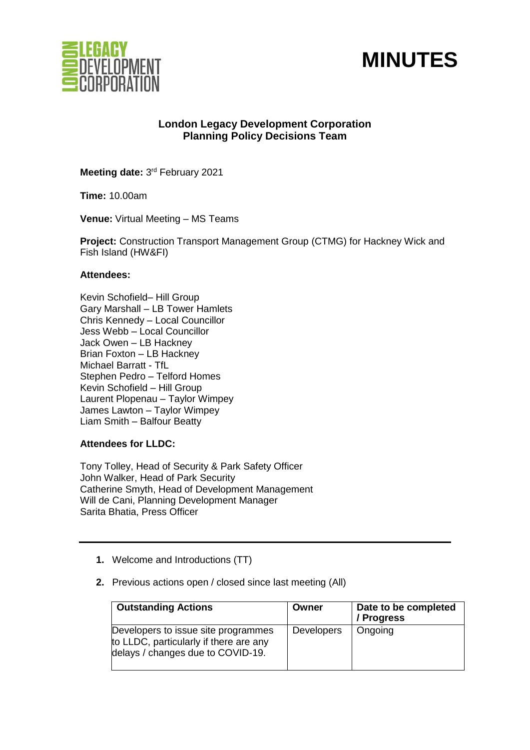# MINUTES

## London Legacy Development Corporation
## Planning Policy Decisions Team

**Meeting date:** 3rd February 2021

**Time:** 10.00am

**Venue:** Virtual Meeting – MS Teams

**Project:** Construction Transport Management Group (CTMG) for Hackney Wick and Fish Island (HW&FI)

**Attendees:**

Kevin Schofield– Hill Group
Gary Marshall – LB Tower Hamlets
Chris Kennedy – Local Councillor
Jess Webb – Local Councillor
Jack Owen – LB Hackney
Brian Foxton – LB Hackney
Michael Barratt - TfL
Stephen Pedro – Telford Homes
Kevin Schofield – Hill Group
Laurent Plopenau – Taylor Wimpey
James Lawton – Taylor Wimpey
Liam Smith – Balfour Beatty

**Attendees for LLDC:**

Tony Tolley, Head of Security & Park Safety Officer
John Walker, Head of Park Security
Catherine Smyth, Head of Development Management
Will de Cani, Planning Development Manager
Sarita Bhatia, Press Officer

---

1. Welcome and Introductions (TT)
2. Previous actions open / closed since last meeting (All)

| Outstanding Actions | Owner | Date to be completed / Progress |
|---|---|---|
| Developers to issue site programmes to LLDC, particularly if there are any delays / changes due to COVID-19. | Developers | Ongoing |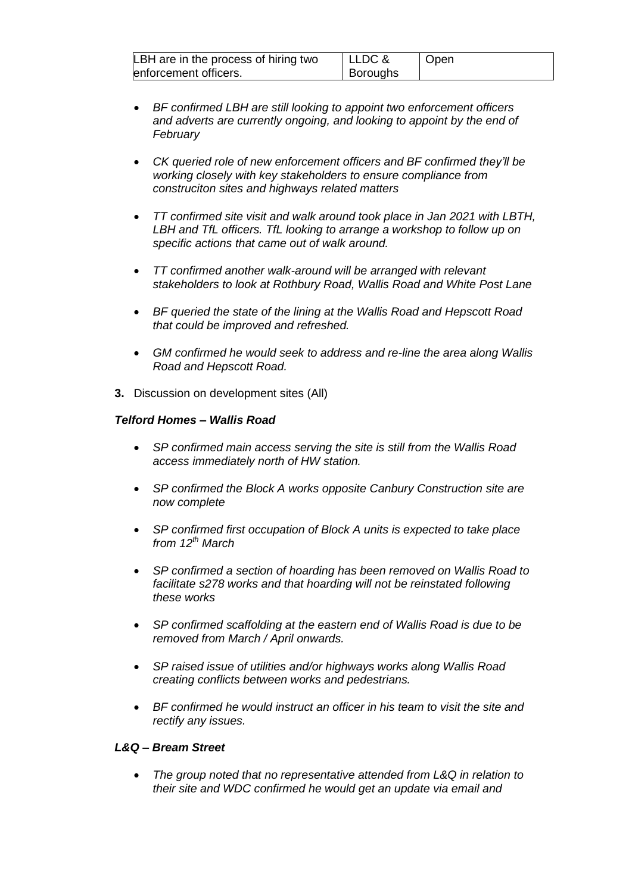| LBH are in the process of hiring two enforcement officers. | LLDC & Boroughs | Open |
|---|---|---|

- *BF confirmed LBH are still looking to appoint two enforcement officers and adverts are currently ongoing, and looking to appoint by the end of February*

- *CK queried role of new enforcement officers and BF confirmed they'll be working closely with key stakeholders to ensure compliance from construciton sites and highways related matters*

- *TT confirmed site visit and walk around took place in Jan 2021 with LBTH, LBH and TfL officers. TfL looking to arrange a workshop to follow up on specific actions that came out of walk around.*

- *TT confirmed another walk-around will be arranged with relevant stakeholders to look at Rothbury Road, Wallis Road and White Post Lane*

- *BF queried the state of the lining at the Wallis Road and Hepscott Road that could be improved and refreshed.*

- *GM confirmed he would seek to address and re-line the area along Wallis Road and Hepscott Road.*

**3.** Discussion on development sites (All)

***Telford Homes – Wallis Road***

- *SP confirmed main access serving the site is still from the Wallis Road access immediately north of HW station.*

- *SP confirmed the Block A works opposite Canbury Construction site are now complete*

- *SP confirmed first occupation of Block A units is expected to take place from 12th March*

- *SP confirmed a section of hoarding has been removed on Wallis Road to facilitate s278 works and that hoarding will not be reinstated following these works*

- *SP confirmed scaffolding at the eastern end of Wallis Road is due to be removed from March / April onwards.*

- *SP raised issue of utilities and/or highways works along Wallis Road creating conflicts between works and pedestrians.*

- *BF confirmed he would instruct an officer in his team to visit the site and rectify any issues.*

***L&Q – Bream Street***

- *The group noted that no representative attended from L&Q in relation to their site and WDC confirmed he would get an update via email and*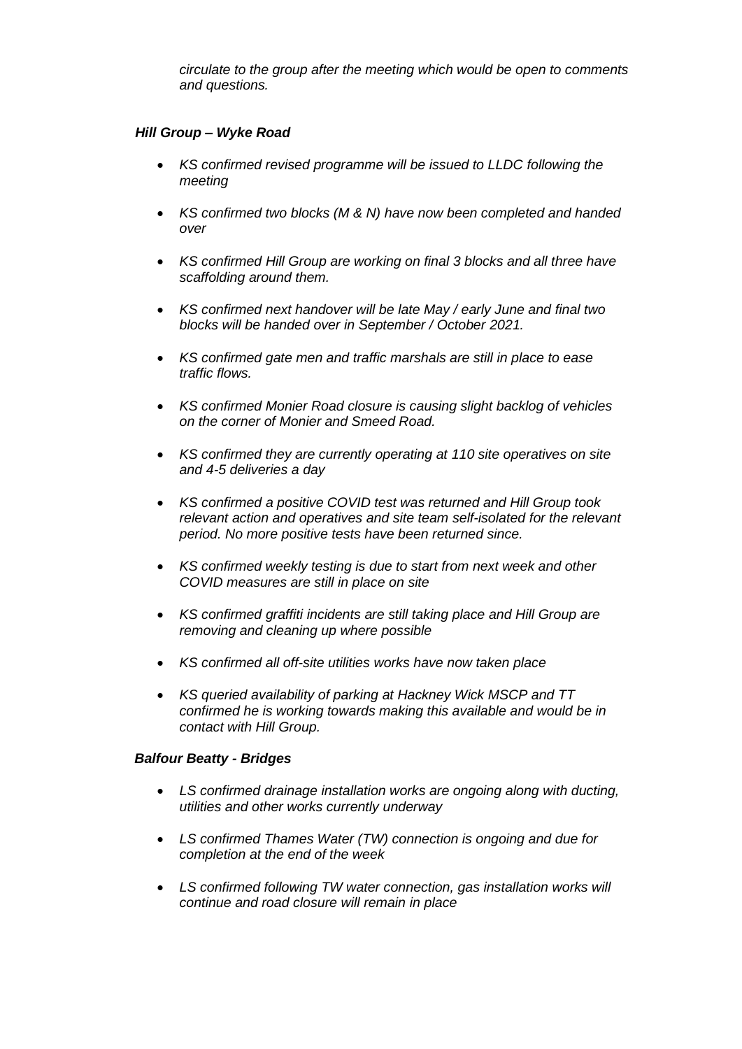*circulate to the group after the meeting which would be open to comments and questions.*

***Hill Group – Wyke Road***

- *KS confirmed revised programme will be issued to LLDC following the meeting*
- *KS confirmed two blocks (M & N) have now been completed and handed over*
- *KS confirmed Hill Group are working on final 3 blocks and all three have scaffolding around them.*
- *KS confirmed next handover will be late May / early June and final two blocks will be handed over in September / October 2021.*
- *KS confirmed gate men and traffic marshals are still in place to ease traffic flows.*
- *KS confirmed Monier Road closure is causing slight backlog of vehicles on the corner of Monier and Smeed Road.*
- *KS confirmed they are currently operating at 110 site operatives on site and 4-5 deliveries a day*
- *KS confirmed a positive COVID test was returned and Hill Group took relevant action and operatives and site team self-isolated for the relevant period. No more positive tests have been returned since.*
- *KS confirmed weekly testing is due to start from next week and other COVID measures are still in place on site*
- *KS confirmed graffiti incidents are still taking place and Hill Group are removing and cleaning up where possible*
- *KS confirmed all off-site utilities works have now taken place*
- *KS queried availability of parking at Hackney Wick MSCP and TT confirmed he is working towards making this available and would be in contact with Hill Group.*

***Balfour Beatty - Bridges***

- *LS confirmed drainage installation works are ongoing along with ducting, utilities and other works currently underway*
- *LS confirmed Thames Water (TW) connection is ongoing and due for completion at the end of the week*
- *LS confirmed following TW water connection, gas installation works will continue and road closure will remain in place*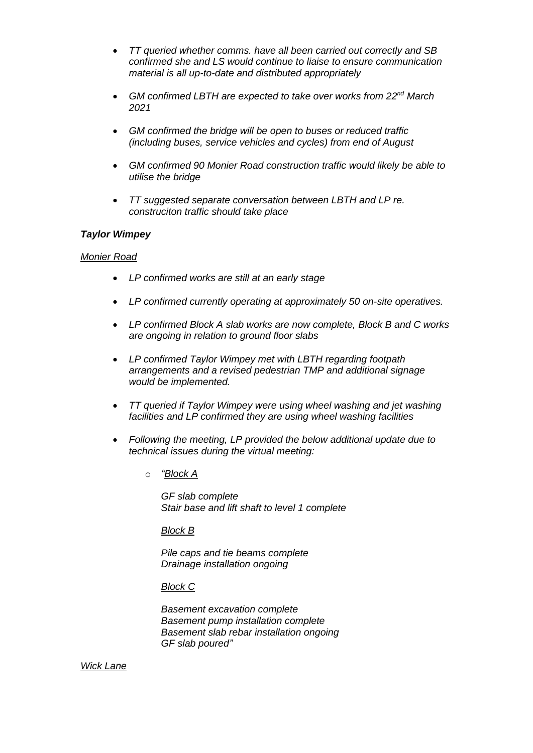- *TT queried whether comms. have all been carried out correctly and SB confirmed she and LS would continue to liaise to ensure communication material is all up-to-date and distributed appropriately*

- *GM confirmed LBTH are expected to take over works from 22nd March 2021*

- *GM confirmed the bridge will be open to buses or reduced traffic (including buses, service vehicles and cycles) from end of August*

- *GM confirmed 90 Monier Road construction traffic would likely be able to utilise the bridge*

- *TT suggested separate conversation between LBTH and LP re. construciton traffic should take place*

***Taylor Wimpey***

*Monier Road*

- *LP confirmed works are still at an early stage*

- *LP confirmed currently operating at approximately 50 on-site operatives.*

- *LP confirmed Block A slab works are now complete, Block B and C works are ongoing in relation to ground floor slabs*

- *LP confirmed Taylor Wimpey met with LBTH regarding footpath arrangements and a revised pedestrian TMP and additional signage would be implemented.*

- *TT queried if Taylor Wimpey were using wheel washing and jet washing facilities and LP confirmed they are using wheel washing facilities*

- *Following the meeting, LP provided the below additional update due to technical issues during the virtual meeting:*

  - *"Block A*

    *GF slab complete*
    *Stair base and lift shaft to level 1 complete*

    *Block B*

    *Pile caps and tie beams complete*
    *Drainage installation ongoing*

    *Block C*

    *Basement excavation complete*
    *Basement pump installation complete*
    *Basement slab rebar installation ongoing*
    *GF slab poured"*

*Wick Lane*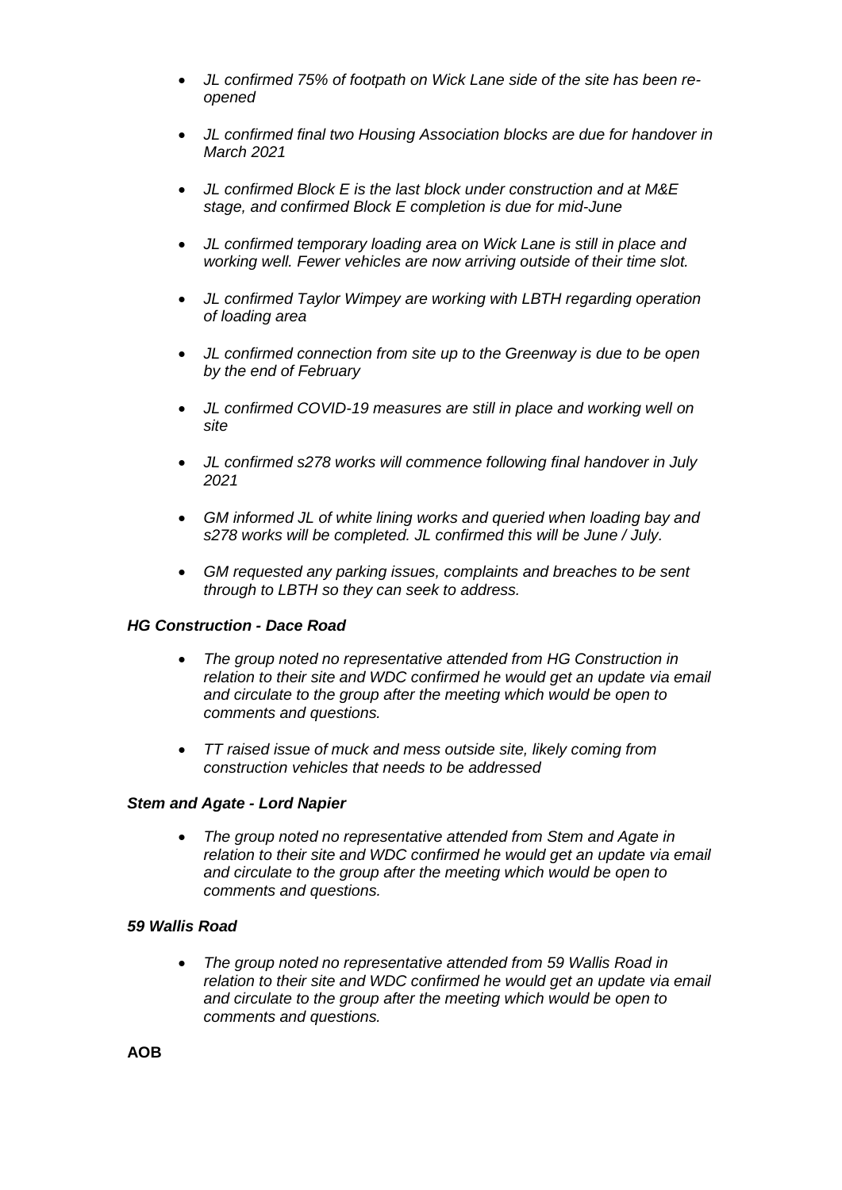- *JL confirmed 75% of footpath on Wick Lane side of the site has been re-opened*

- *JL confirmed final two Housing Association blocks are due for handover in March 2021*

- *JL confirmed Block E is the last block under construction and at M&E stage, and confirmed Block E completion is due for mid-June*

- *JL confirmed temporary loading area on Wick Lane is still in place and working well. Fewer vehicles are now arriving outside of their time slot.*

- *JL confirmed Taylor Wimpey are working with LBTH regarding operation of loading area*

- *JL confirmed connection from site up to the Greenway is due to be open by the end of February*

- *JL confirmed COVID-19 measures are still in place and working well on site*

- *JL confirmed s278 works will commence following final handover in July 2021*

- *GM informed JL of white lining works and queried when loading bay and s278 works will be completed. JL confirmed this will be June / July.*

- *GM requested any parking issues, complaints and breaches to be sent through to LBTH so they can seek to address.*

***HG Construction - Dace Road***

- *The group noted no representative attended from HG Construction in relation to their site and WDC confirmed he would get an update via email and circulate to the group after the meeting which would be open to comments and questions.*

- *TT raised issue of muck and mess outside site, likely coming from construction vehicles that needs to be addressed*

***Stem and Agate - Lord Napier***

- *The group noted no representative attended from Stem and Agate in relation to their site and WDC confirmed he would get an update via email and circulate to the group after the meeting which would be open to comments and questions.*

***59 Wallis Road***

- *The group noted no representative attended from 59 Wallis Road in relation to their site and WDC confirmed he would get an update via email and circulate to the group after the meeting which would be open to comments and questions.*

**AOB**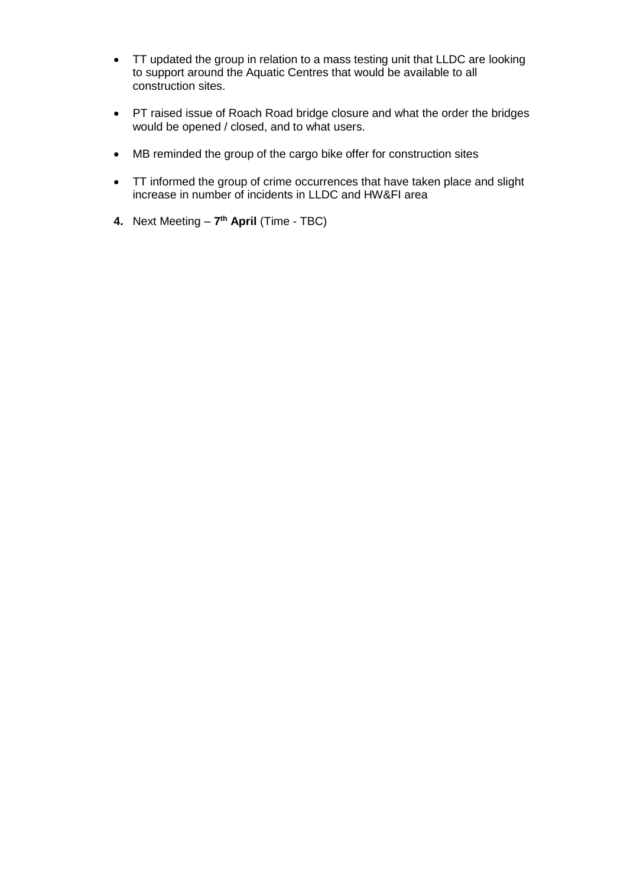- TT updated the group in relation to a mass testing unit that LLDC are looking to support around the Aquatic Centres that would be available to all construction sites.

- PT raised issue of Roach Road bridge closure and what the order the bridges would be opened / closed, and to what users.

- MB reminded the group of the cargo bike offer for construction sites

- TT informed the group of crime occurrences that have taken place and slight increase in number of incidents in LLDC and HW&FI area

**4.** Next Meeting – **7th April** (Time - TBC)